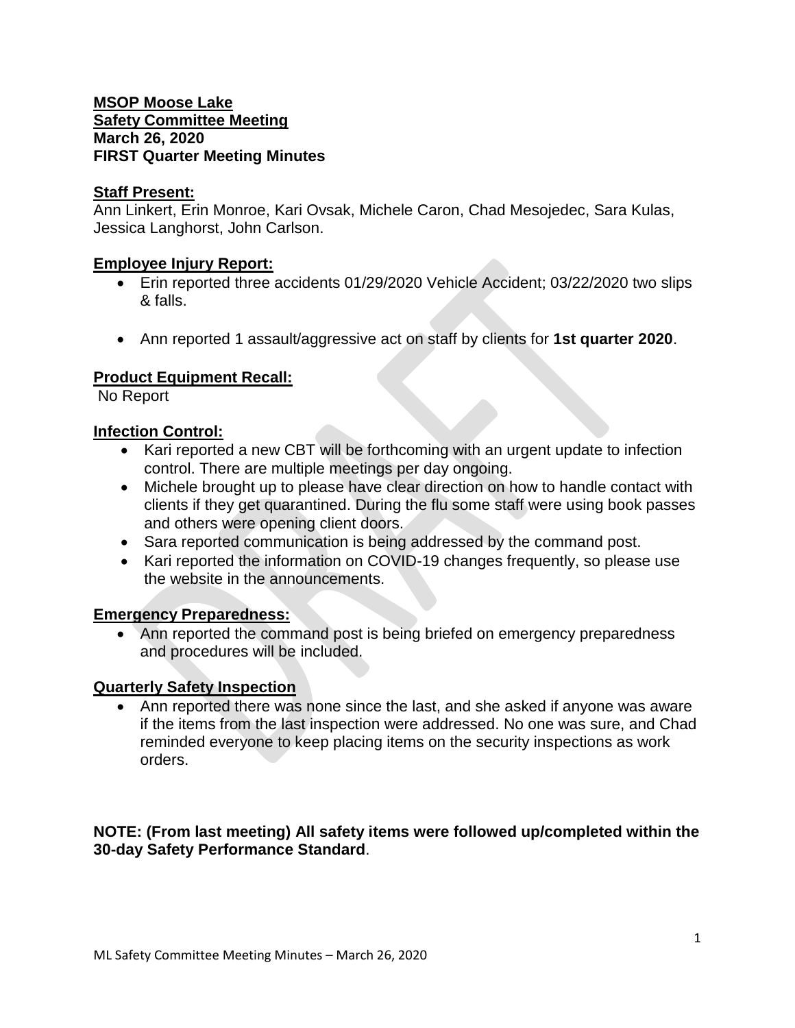**MSOP Moose Lake**
**Safety Committee Meeting**
**March 26, 2020**
**FIRST Quarter Meeting Minutes**

**Staff Present:**
Ann Linkert, Erin Monroe, Kari Ovsak, Michele Caron, Chad Mesojedec, Sara Kulas, Jessica Langhorst, John Carlson.

**Employee Injury Report:**

- Erin reported three accidents 01/29/2020 Vehicle Accident; 03/22/2020 two slips & falls.
- Ann reported 1 assault/aggressive act on staff by clients for **1st quarter 2020**.

**Product Equipment Recall:**
No Report

**Infection Control:**

- Kari reported a new CBT will be forthcoming with an urgent update to infection control. There are multiple meetings per day ongoing.
- Michele brought up to please have clear direction on how to handle contact with clients if they get quarantined. During the flu some staff were using book passes and others were opening client doors.
- Sara reported communication is being addressed by the command post.
- Kari reported the information on COVID-19 changes frequently, so please use the website in the announcements.

**Emergency Preparedness:**

- Ann reported the command post is being briefed on emergency preparedness and procedures will be included.

**Quarterly Safety Inspection**

- Ann reported there was none since the last, and she asked if anyone was aware if the items from the last inspection were addressed. No one was sure, and Chad reminded everyone to keep placing items on the security inspections as work orders.

**NOTE: (From last meeting) All safety items were followed up/completed within the 30-day Safety Performance Standard**.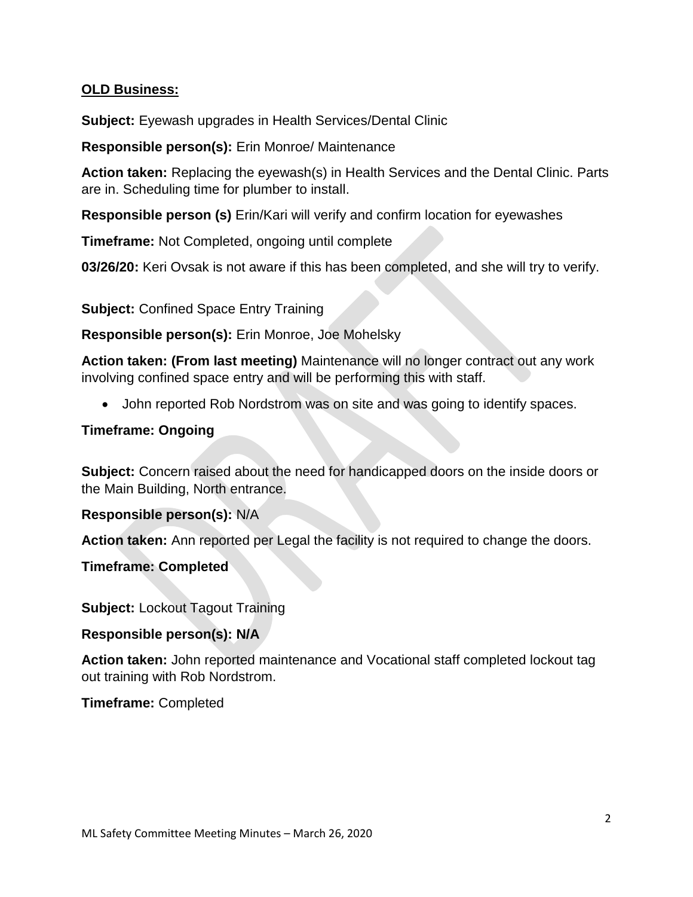**OLD Business:**

**Subject:** Eyewash upgrades in Health Services/Dental Clinic

**Responsible person(s):** Erin Monroe/ Maintenance

**Action taken:** Replacing the eyewash(s) in Health Services and the Dental Clinic. Parts are in. Scheduling time for plumber to install.

**Responsible person (s)** Erin/Kari will verify and confirm location for eyewashes

**Timeframe:** Not Completed, ongoing until complete

**03/26/20:** Keri Ovsak is not aware if this has been completed, and she will try to verify.

**Subject:** Confined Space Entry Training

**Responsible person(s):** Erin Monroe, Joe Mohelsky

**Action taken: (From last meeting)** Maintenance will no longer contract out any work involving confined space entry and will be performing this with staff.

- John reported Rob Nordstrom was on site and was going to identify spaces.

**Timeframe: Ongoing**

**Subject:** Concern raised about the need for handicapped doors on the inside doors or the Main Building, North entrance.

**Responsible person(s):** N/A

**Action taken:** Ann reported per Legal the facility is not required to change the doors.

**Timeframe: Completed**

**Subject:** Lockout Tagout Training

**Responsible person(s): N/A**

**Action taken:** John reported maintenance and Vocational staff completed lockout tag out training with Rob Nordstrom.

**Timeframe:** Completed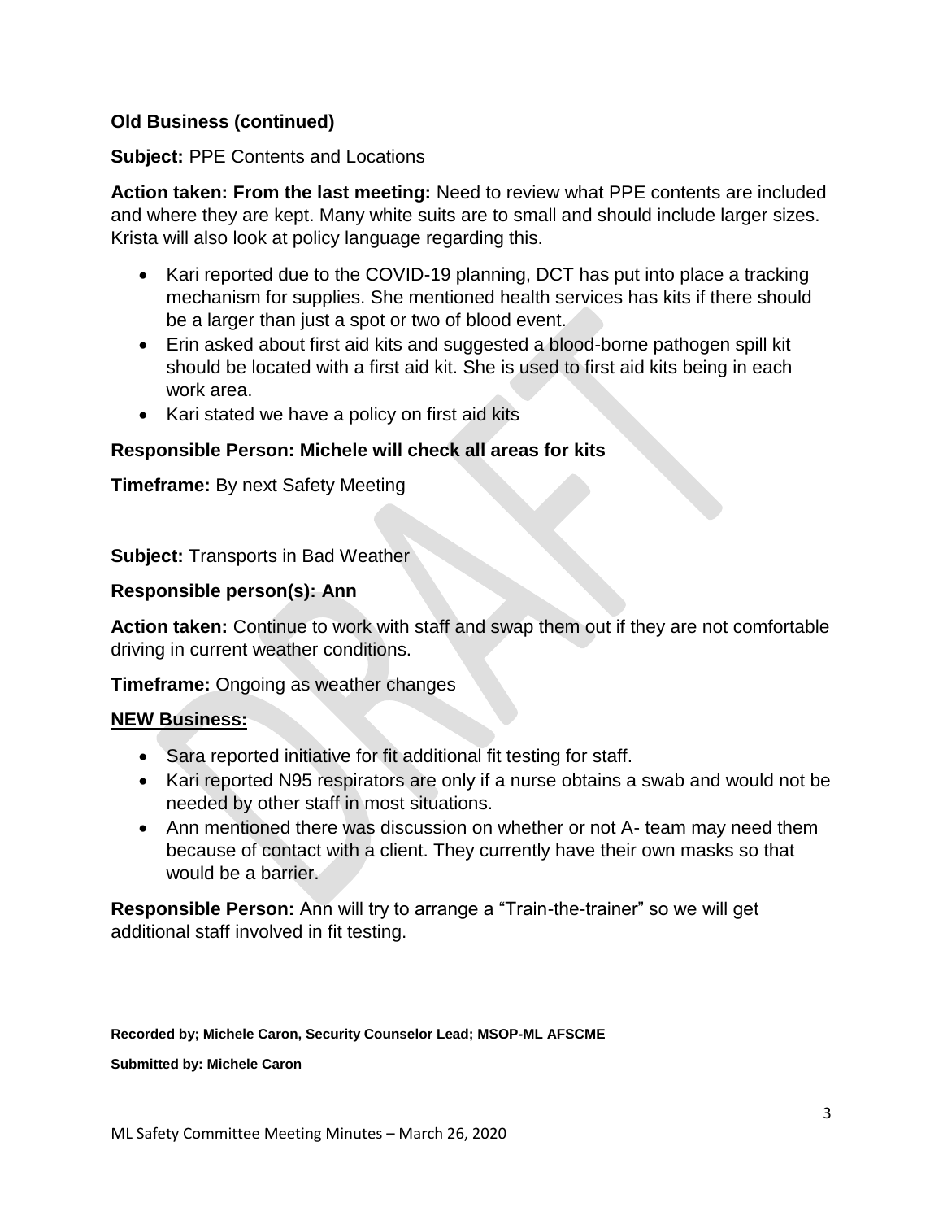**Old Business (continued)**

**Subject:** PPE Contents and Locations

**Action taken: From the last meeting:** Need to review what PPE contents are included and where they are kept. Many white suits are to small and should include larger sizes. Krista will also look at policy language regarding this.

- Kari reported due to the COVID-19 planning, DCT has put into place a tracking mechanism for supplies. She mentioned health services has kits if there should be a larger than just a spot or two of blood event.
- Erin asked about first aid kits and suggested a blood-borne pathogen spill kit should be located with a first aid kit. She is used to first aid kits being in each work area.
- Kari stated we have a policy on first aid kits

**Responsible Person: Michele will check all areas for kits**

**Timeframe:** By next Safety Meeting

**Subject:** Transports in Bad Weather

**Responsible person(s): Ann**

**Action taken:** Continue to work with staff and swap them out if they are not comfortable driving in current weather conditions.

**Timeframe:** Ongoing as weather changes

**NEW Business:**

- Sara reported initiative for fit additional fit testing for staff.
- Kari reported N95 respirators are only if a nurse obtains a swab and would not be needed by other staff in most situations.
- Ann mentioned there was discussion on whether or not A- team may need them because of contact with a client. They currently have their own masks so that would be a barrier.

**Responsible Person:** Ann will try to arrange a "Train-the-trainer" so we will get additional staff involved in fit testing.

**Recorded by; Michele Caron, Security Counselor Lead; MSOP-ML AFSCME**

**Submitted by: Michele Caron**